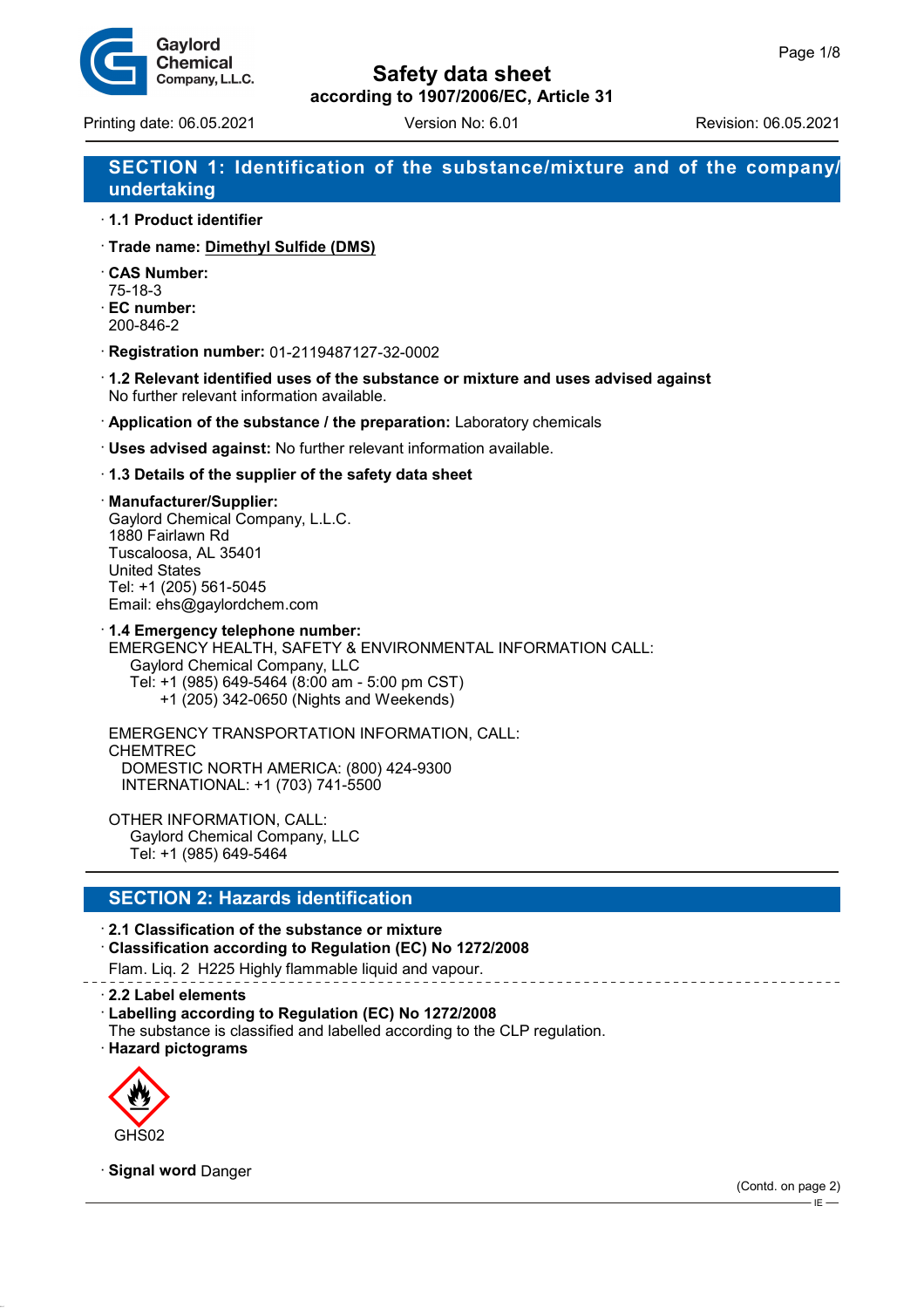# Safety data sheet

**according to 1907/2006/EC, Article 31**

Printing date: 06.05.2021 Version No: 6.01 Revision: 06.05.2021

## SECTION 1: Identification of the substance/mixture and of the company/undertaking

· **1.1 Product identifier**

· **Trade name: Dimethyl Sulfide (DMS)**

· **CAS Number:**
75-18-3

· **EC number:**
200-846-2

· **Registration number:** 01-2119487127-32-0002

· **1.2 Relevant identified uses of the substance or mixture and uses advised against**
No further relevant information available.

· **Application of the substance / the preparation:** Laboratory chemicals

· **Uses advised against:** No further relevant information available.

· **1.3 Details of the supplier of the safety data sheet**

· **Manufacturer/Supplier:**
Gaylord Chemical Company, L.L.C.
1880 Fairlawn Rd
Tuscaloosa, AL 35401
United States
Tel: +1 (205) 561-5045
Email: ehs@gaylordchem.com

· **1.4 Emergency telephone number:**
EMERGENCY HEALTH, SAFETY & ENVIRONMENTAL INFORMATION CALL:
Gaylord Chemical Company, LLC
Tel: +1 (985) 649-5464 (8:00 am - 5:00 pm CST)
+1 (205) 342-0650 (Nights and Weekends)

EMERGENCY TRANSPORTATION INFORMATION, CALL:
CHEMTREC
DOMESTIC NORTH AMERICA: (800) 424-9300
INTERNATIONAL: +1 (703) 741-5500

OTHER INFORMATION, CALL:
Gaylord Chemical Company, LLC
Tel: +1 (985) 649-5464

## SECTION 2: Hazards identification

· **2.1 Classification of the substance or mixture**

· **Classification according to Regulation (EC) No 1272/2008**
Flam. Liq. 2 H225 Highly flammable liquid and vapour.

· **2.2 Label elements**

· **Labelling according to Regulation (EC) No 1272/2008**
The substance is classified and labelled according to the CLP regulation.

· **Hazard pictograms**

GHS02

· **Signal word** Danger

(Contd. on page 2)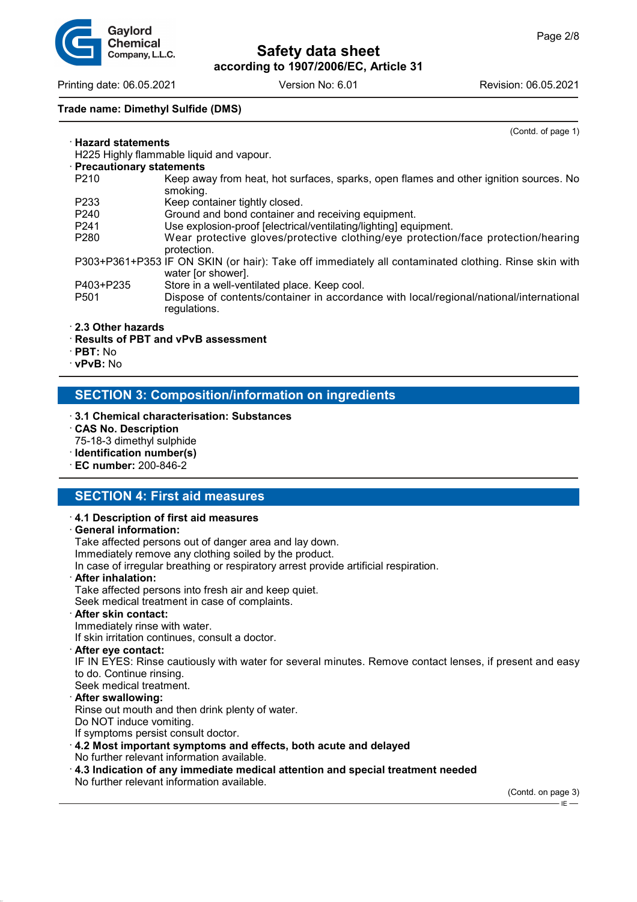Trade name: Dimethyl Sulfide (DMS)

(Contd. of page 1)

· **Hazard statements**
H225 Highly flammable liquid and vapour.

· **Precautionary statements**

| | |
|---|---|
| P210 | Keep away from heat, hot surfaces, sparks, open flames and other ignition sources. No smoking. |
| P233 | Keep container tightly closed. |
| P240 | Ground and bond container and receiving equipment. |
| P241 | Use explosion-proof [electrical/ventilating/lighting] equipment. |
| P280 | Wear protective gloves/protective clothing/eye protection/face protection/hearing protection. |
| P303+P361+P353 | IF ON SKIN (or hair): Take off immediately all contaminated clothing. Rinse skin with water [or shower]. |
| P403+P235 | Store in a well-ventilated place. Keep cool. |
| P501 | Dispose of contents/container in accordance with local/regional/national/international regulations. |

· **2.3 Other hazards**
· **Results of PBT and vPvB assessment**
· **PBT:** No
· **vPvB:** No

## SECTION 3: Composition/information on ingredients

· **3.1 Chemical characterisation: Substances**
· **CAS No. Description**
75-18-3 dimethyl sulphide
· **Identification number(s)**
· **EC number:** 200-846-2

## SECTION 4: First aid measures

· **4.1 Description of first aid measures**
· **General information:**
Take affected persons out of danger area and lay down.
Immediately remove any clothing soiled by the product.
In case of irregular breathing or respiratory arrest provide artificial respiration.
· **After inhalation:**
Take affected persons into fresh air and keep quiet.
Seek medical treatment in case of complaints.
· **After skin contact:**
Immediately rinse with water.
If skin irritation continues, consult a doctor.
· **After eye contact:**
IF IN EYES: Rinse cautiously with water for several minutes. Remove contact lenses, if present and easy to do. Continue rinsing.
Seek medical treatment.
· **After swallowing:**
Rinse out mouth and then drink plenty of water.
Do NOT induce vomiting.
If symptoms persist consult doctor.
· **4.2 Most important symptoms and effects, both acute and delayed**
No further relevant information available.
· **4.3 Indication of any immediate medical attention and special treatment needed**
No further relevant information available.

(Contd. on page 3)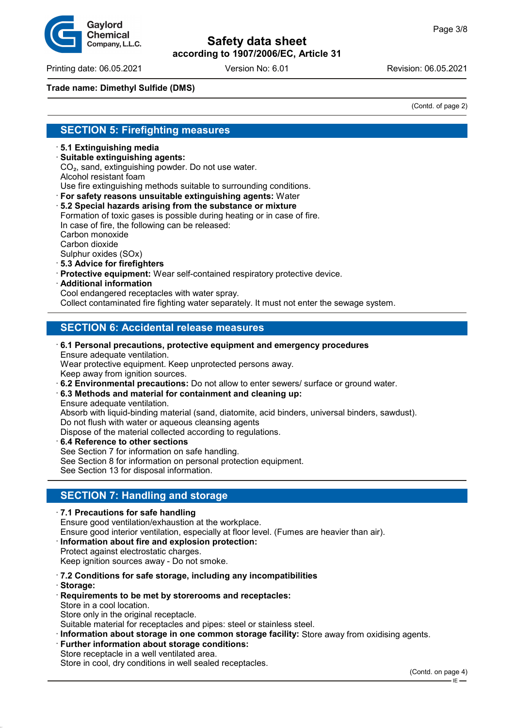Trade name: Dimethyl Sulfide (DMS)

(Contd. of page 2)

## SECTION 5: Firefighting measures

· **5.1 Extinguishing media**
· **Suitable extinguishing agents:**
$CO_2$, sand, extinguishing powder. Do not use water.
Alcohol resistant foam
Use fire extinguishing methods suitable to surrounding conditions.
· **For safety reasons unsuitable extinguishing agents:** Water
· **5.2 Special hazards arising from the substance or mixture**
Formation of toxic gases is possible during heating or in case of fire.
In case of fire, the following can be released:
Carbon monoxide
Carbon dioxide
Sulphur oxides (SOx)
· **5.3 Advice for firefighters**
· **Protective equipment:** Wear self-contained respiratory protective device.
· **Additional information**
Cool endangered receptacles with water spray.
Collect contaminated fire fighting water separately. It must not enter the sewage system.

## SECTION 6: Accidental release measures

· **6.1 Personal precautions, protective equipment and emergency procedures**
Ensure adequate ventilation.
Wear protective equipment. Keep unprotected persons away.
Keep away from ignition sources.
· **6.2 Environmental precautions:** Do not allow to enter sewers/ surface or ground water.
· **6.3 Methods and material for containment and cleaning up:**
Ensure adequate ventilation.
Absorb with liquid-binding material (sand, diatomite, acid binders, universal binders, sawdust).
Do not flush with water or aqueous cleansing agents
Dispose of the material collected according to regulations.
· **6.4 Reference to other sections**
See Section 7 for information on safe handling.
See Section 8 for information on personal protection equipment.
See Section 13 for disposal information.

## SECTION 7: Handling and storage

· **7.1 Precautions for safe handling**
Ensure good ventilation/exhaustion at the workplace.
Ensure good interior ventilation, especially at floor level. (Fumes are heavier than air).
· **Information about fire and explosion protection:**
Protect against electrostatic charges.
Keep ignition sources away - Do not smoke.

· **7.2 Conditions for safe storage, including any incompatibilities**
· **Storage:**
· **Requirements to be met by storerooms and receptacles:**
Store in a cool location.
Store only in the original receptacle.
Suitable material for receptacles and pipes: steel or stainless steel.
· **Information about storage in one common storage facility:** Store away from oxidising agents.
· **Further information about storage conditions:**
Store receptacle in a well ventilated area.
Store in cool, dry conditions in well sealed receptacles.

(Contd. on page 4)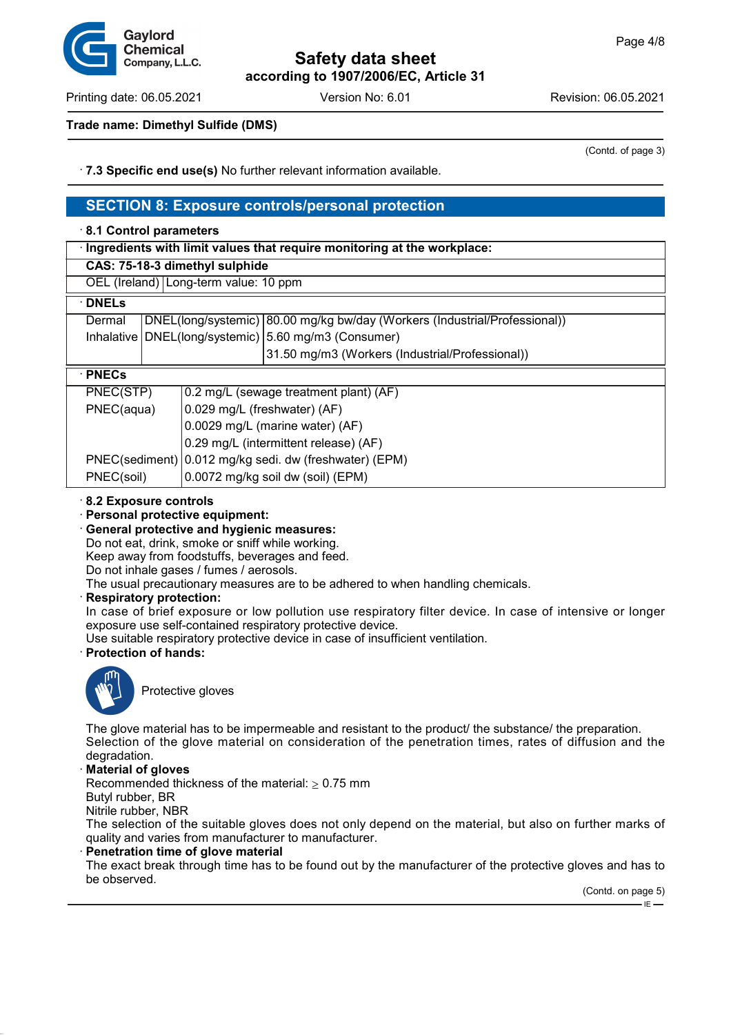**Trade name: Dimethyl Sulfide (DMS)**

(Contd. of page 3)

· **7.3 Specific end use(s)** No further relevant information available.

## SECTION 8: Exposure controls/personal protection

· **8.1 Control parameters**

| · Ingredients with limit values that require monitoring at the workplace: | |
|---|---|
| **CAS: 75-18-3 dimethyl sulphide** | |
| OEL (Ireland) | Long-term value: 10 ppm |

| · DNELs | | |
|---|---|---|
| Dermal | DNEL(long/systemic) | 80.00 mg/kg bw/day (Workers (Industrial/Professional)) |
| Inhalative | DNEL(long/systemic) | 5.60 mg/m3 (Consumer) |
| | | 31.50 mg/m3 (Workers (Industrial/Professional)) |

| · PNECs | |
|---|---|
| PNEC(STP) | 0.2 mg/L (sewage treatment plant) (AF) |
| PNEC(aqua) | 0.029 mg/L (freshwater) (AF) |
| | 0.0029 mg/L (marine water) (AF) |
| | 0.29 mg/L (intermittent release) (AF) |
| PNEC(sediment) | 0.012 mg/kg sedi. dw (freshwater) (EPM) |
| PNEC(soil) | 0.0072 mg/kg soil dw (soil) (EPM) |

· **8.2 Exposure controls**

· **Personal protective equipment:**

· **General protective and hygienic measures:**
Do not eat, drink, smoke or sniff while working.
Keep away from foodstuffs, beverages and feed.
Do not inhale gases / fumes / aerosols.
The usual precautionary measures are to be adhered to when handling chemicals.

· **Respiratory protection:**
In case of brief exposure or low pollution use respiratory filter device. In case of intensive or longer exposure use self-contained respiratory protective device.
Use suitable respiratory protective device in case of insufficient ventilation.

· **Protection of hands:**

Protective gloves

The glove material has to be impermeable and resistant to the product/ the substance/ the preparation.
Selection of the glove material on consideration of the penetration times, rates of diffusion and the degradation.

· **Material of gloves**
Recommended thickness of the material: $\geq$ 0.75 mm
Butyl rubber, BR
Nitrile rubber, NBR
The selection of the suitable gloves does not only depend on the material, but also on further marks of quality and varies from manufacturer to manufacturer.

· **Penetration time of glove material**
The exact break through time has to be found out by the manufacturer of the protective gloves and has to be observed.

(Contd. on page 5)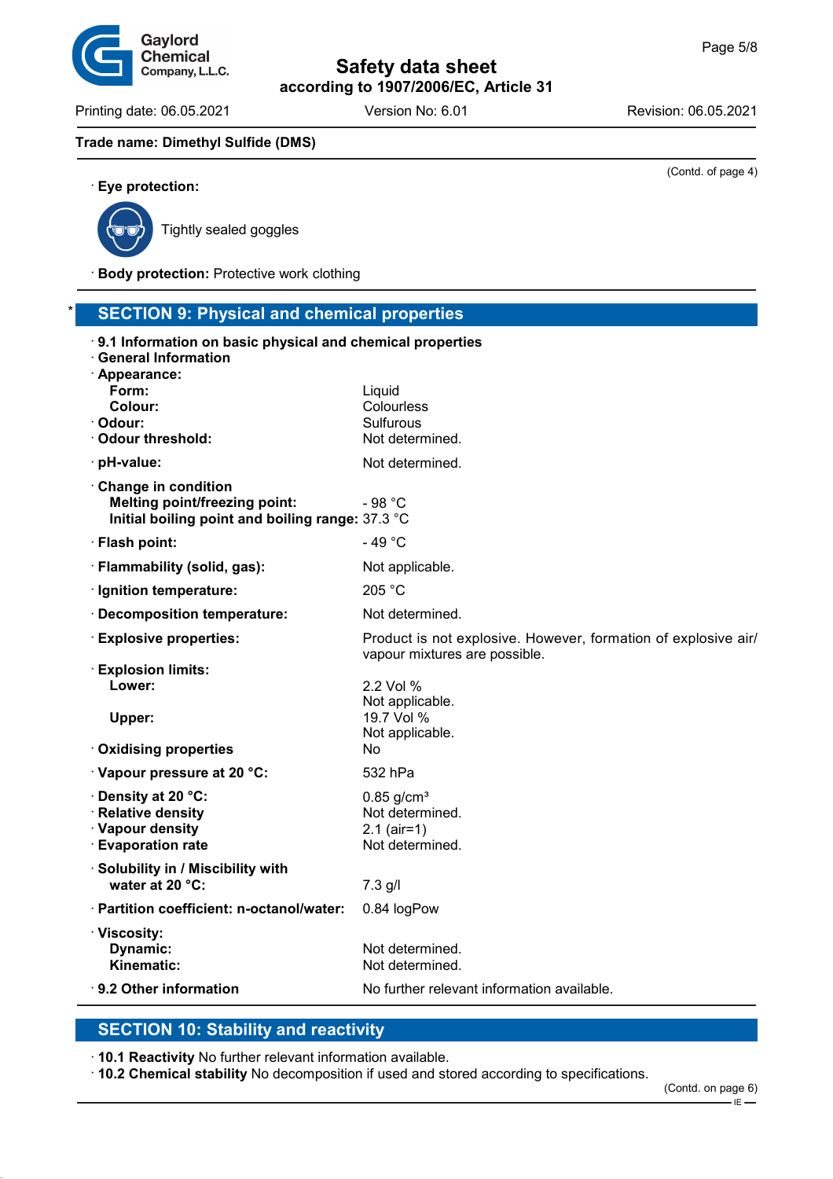Trade name: Dimethyl Sulfide (DMS)

(Contd. of page 4)

· **Eye protection:**

Tightly sealed goggles

· **Body protection:** Protective work clothing

## * SECTION 9: Physical and chemical properties

· **9.1 Information on basic physical and chemical properties**
· **General Information**

| | |
|---|---|
| · **Appearance:** | |
| **Form:** | Liquid |
| **Colour:** | Colourless |
| · **Odour:** | Sulfurous |
| · **Odour threshold:** | Not determined. |
| · **pH-value:** | Not determined. |
| · **Change in condition** | |
| **Melting point/freezing point:** | - 98 °C |
| **Initial boiling point and boiling range:** | 37.3 °C |
| · **Flash point:** | - 49 °C |
| · **Flammability (solid, gas):** | Not applicable. |
| · **Ignition temperature:** | 205 °C |
| · **Decomposition temperature:** | Not determined. |
| · **Explosive properties:** | Product is not explosive. However, formation of explosive air/vapour mixtures are possible. |
| · **Explosion limits:** | |
| **Lower:** | 2.2 Vol %<br>Not applicable. |
| **Upper:** | 19.7 Vol %<br>Not applicable. |
| · **Oxidising properties** | No |
| · **Vapour pressure at 20 °C:** | 532 hPa |
| · **Density at 20 °C:** | 0.85 g/cm³ |
| · **Relative density** | Not determined. |
| · **Vapour density** | 2.1 (air=1) |
| · **Evaporation rate** | Not determined. |
| · **Solubility in / Miscibility with** | |
| **water at 20 °C:** | 7.3 g/l |
| · **Partition coefficient: n-octanol/water:** | 0.84 logPow |
| · **Viscosity:** | |
| **Dynamic:** | Not determined. |
| **Kinematic:** | Not determined. |
| · **9.2 Other information** | No further relevant information available. |

## SECTION 10: Stability and reactivity

· **10.1 Reactivity** No further relevant information available.
· **10.2 Chemical stability** No decomposition if used and stored according to specifications.

(Contd. on page 6)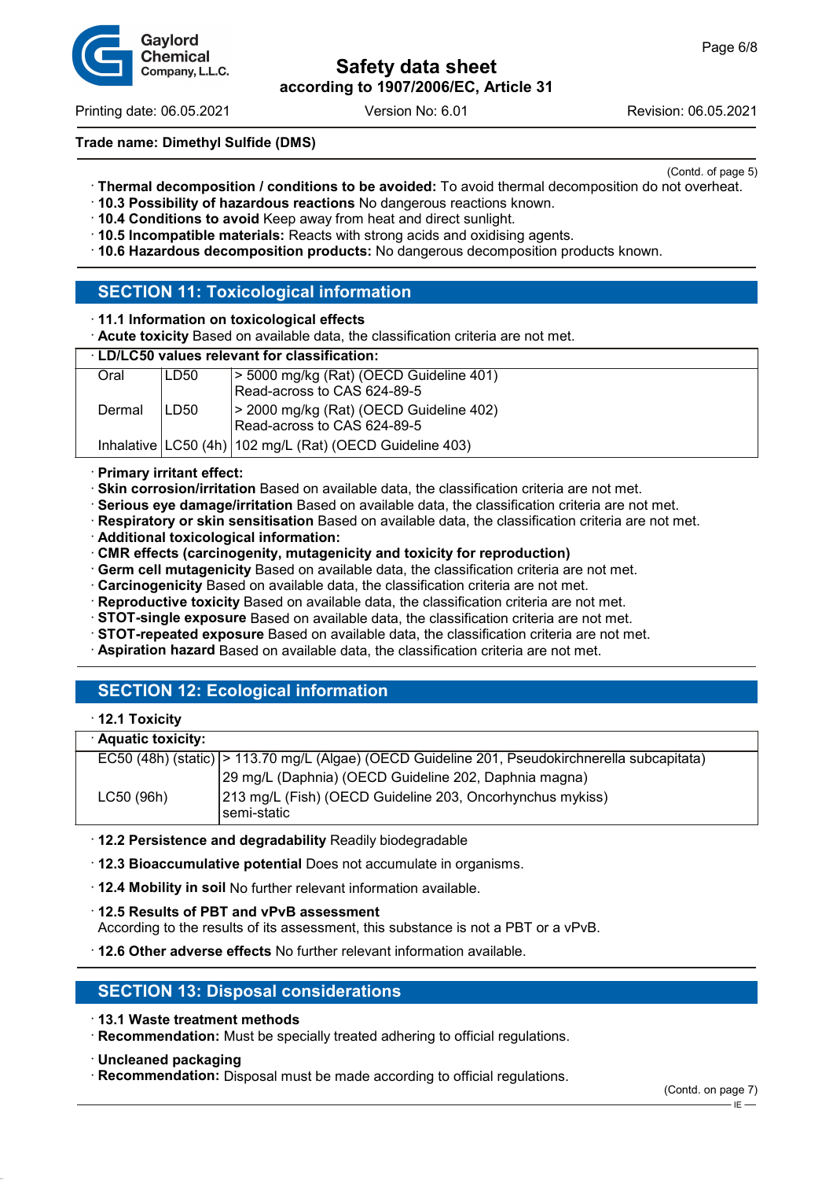**Trade name: Dimethyl Sulfide (DMS)**

(Contd. of page 5)

· **Thermal decomposition / conditions to be avoided:** To avoid thermal decomposition do not overheat.
· **10.3 Possibility of hazardous reactions** No dangerous reactions known.
· **10.4 Conditions to avoid** Keep away from heat and direct sunlight.
· **10.5 Incompatible materials:** Reacts with strong acids and oxidising agents.
· **10.6 Hazardous decomposition products:** No dangerous decomposition products known.

## SECTION 11: Toxicological information

· **11.1 Information on toxicological effects**
· **Acute toxicity** Based on available data, the classification criteria are not met.

| · **LD/LC50 values relevant for classification:** | | |
|---|---|---|
| Oral | LD50 | > 5000 mg/kg (Rat) (OECD Guideline 401) Read-across to CAS 624-89-5 |
| Dermal | LD50 | > 2000 mg/kg (Rat) (OECD Guideline 402) Read-across to CAS 624-89-5 |
| Inhalative | LC50 (4h) | 102 mg/L (Rat) (OECD Guideline 403) |

· **Primary irritant effect:**
· **Skin corrosion/irritation** Based on available data, the classification criteria are not met.
· **Serious eye damage/irritation** Based on available data, the classification criteria are not met.
· **Respiratory or skin sensitisation** Based on available data, the classification criteria are not met.
· **Additional toxicological information:**
· **CMR effects (carcinogenity, mutagenicity and toxicity for reproduction)**
· **Germ cell mutagenicity** Based on available data, the classification criteria are not met.
· **Carcinogenicity** Based on available data, the classification criteria are not met.
· **Reproductive toxicity** Based on available data, the classification criteria are not met.
· **STOT-single exposure** Based on available data, the classification criteria are not met.
· **STOT-repeated exposure** Based on available data, the classification criteria are not met.
· **Aspiration hazard** Based on available data, the classification criteria are not met.

## SECTION 12: Ecological information

· **12.1 Toxicity**

| · **Aquatic toxicity:** | |
|---|---|
| EC50 (48h) (static) | > 113.70 mg/L (Algae) (OECD Guideline 201, Pseudokirchnerella subcapitata) |
| | 29 mg/L (Daphnia) (OECD Guideline 202, Daphnia magna) |
| LC50 (96h) | 213 mg/L (Fish) (OECD Guideline 203, Oncorhynchus mykiss) semi-static |

· **12.2 Persistence and degradability** Readily biodegradable

· **12.3 Bioaccumulative potential** Does not accumulate in organisms.

· **12.4 Mobility in soil** No further relevant information available.

· **12.5 Results of PBT and vPvB assessment**
According to the results of its assessment, this substance is not a PBT or a vPvB.

· **12.6 Other adverse effects** No further relevant information available.

## SECTION 13: Disposal considerations

· **13.1 Waste treatment methods**
· **Recommendation:** Must be specially treated adhering to official regulations.

· **Uncleaned packaging**
· **Recommendation:** Disposal must be made according to official regulations.

(Contd. on page 7)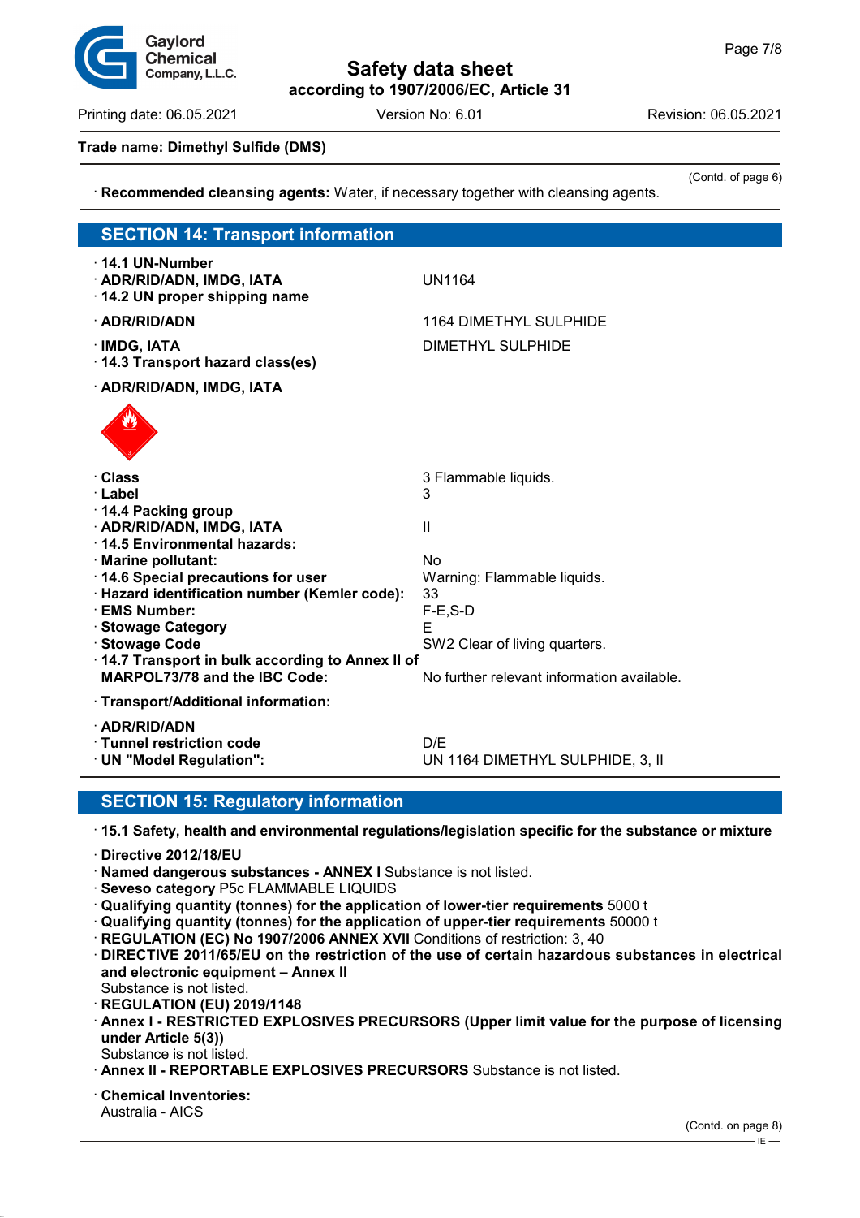Trade name: Dimethyl Sulfide (DMS)

(Contd. of page 6)

· **Recommended cleansing agents:** Water, if necessary together with cleansing agents.

## SECTION 14: Transport information

| | |
|---|---|
| · **14.1 UN-Number** | |
| · **ADR/RID/ADN, IMDG, IATA** | UN1164 |
| · **14.2 UN proper shipping name** | |
| · **ADR/RID/ADN** | 1164 DIMETHYL SULPHIDE |
| · **IMDG, IATA** | DIMETHYL SULPHIDE |
| · **14.3 Transport hazard class(es)** | |
| · **ADR/RID/ADN, IMDG, IATA** | |
| · **Class** | 3 Flammable liquids. |
| · **Label** | 3 |
| · **14.4 Packing group** | |
| · **ADR/RID/ADN, IMDG, IATA** | II |
| · **14.5 Environmental hazards:** | |
| · **Marine pollutant:** | No |
| · **14.6 Special precautions for user** | Warning: Flammable liquids. |
| · **Hazard identification number (Kemler code):** | 33 |
| · **EMS Number:** | F-E,S-D |
| · **Stowage Category** | E |
| · **Stowage Code** | SW2 Clear of living quarters. |
| · **14.7 Transport in bulk according to Annex II of MARPOL73/78 and the IBC Code:** | No further relevant information available. |
| · **Transport/Additional information:** | |
| · **ADR/RID/ADN** | |
| · **Tunnel restriction code** | D/E |
| · **UN "Model Regulation":** | UN 1164 DIMETHYL SULPHIDE, 3, II |

## SECTION 15: Regulatory information

· **15.1 Safety, health and environmental regulations/legislation specific for the substance or mixture**

· **Directive 2012/18/EU**
· **Named dangerous substances - ANNEX I** Substance is not listed.
· **Seveso category** P5c FLAMMABLE LIQUIDS
· **Qualifying quantity (tonnes) for the application of lower-tier requirements** 5000 t
· **Qualifying quantity (tonnes) for the application of upper-tier requirements** 50000 t
· **REGULATION (EC) No 1907/2006 ANNEX XVII** Conditions of restriction: 3, 40
· **DIRECTIVE 2011/65/EU on the restriction of the use of certain hazardous substances in electrical and electronic equipment – Annex II**
Substance is not listed.
· **REGULATION (EU) 2019/1148**
· **Annex I - RESTRICTED EXPLOSIVES PRECURSORS (Upper limit value for the purpose of licensing under Article 5(3))**
Substance is not listed.
· **Annex II - REPORTABLE EXPLOSIVES PRECURSORS** Substance is not listed.

· **Chemical Inventories:**
Australia - AICS

(Contd. on page 8)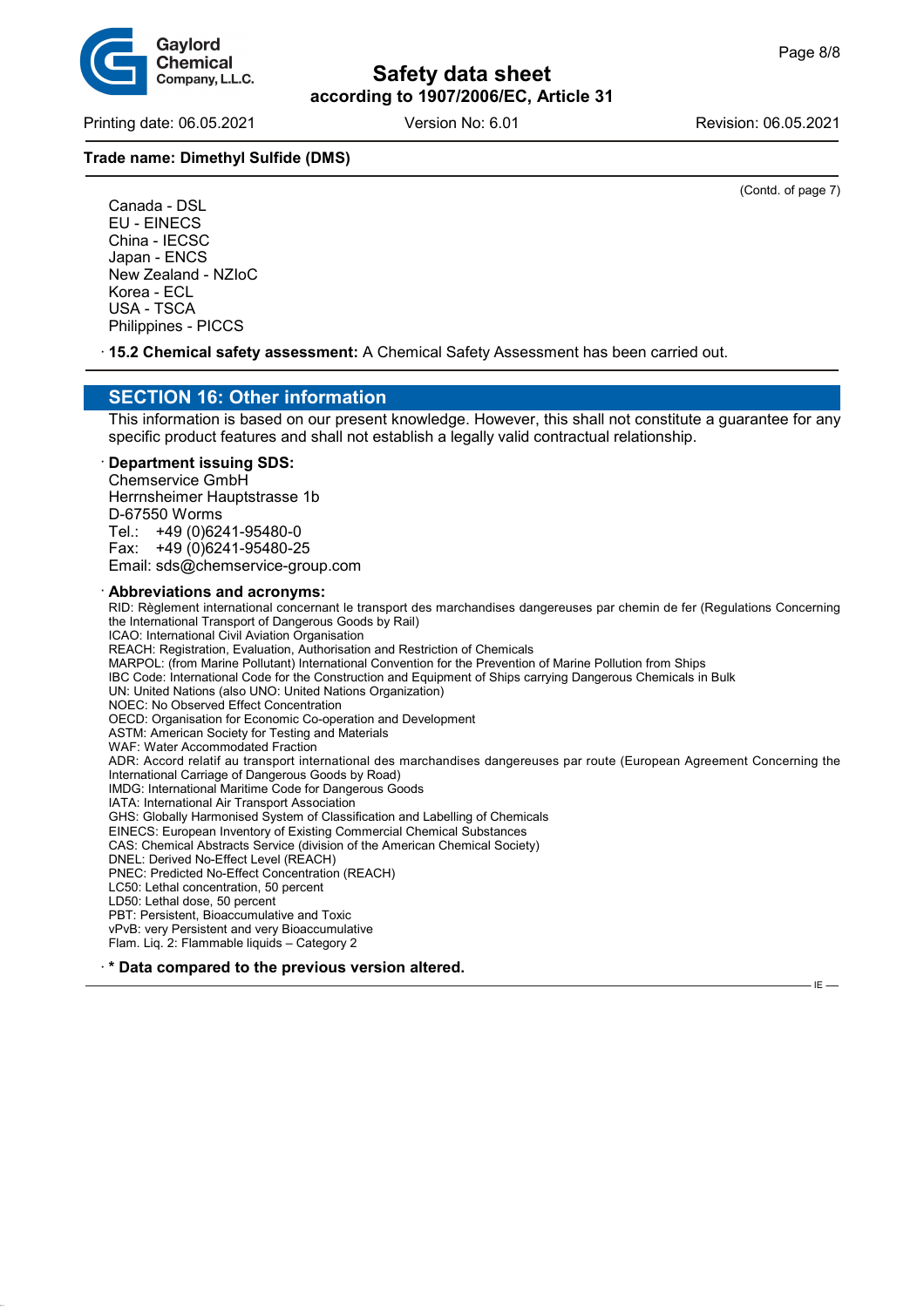(Contd. of page 7)

Canada - DSL
EU - EINECS
China - IECSC
Japan - ENCS
New Zealand - NZIoC
Korea - ECL
USA - TSCA
Philippines - PICCS

· **15.2 Chemical safety assessment:** A Chemical Safety Assessment has been carried out.

## SECTION 16: Other information

This information is based on our present knowledge. However, this shall not constitute a guarantee for any specific product features and shall not establish a legally valid contractual relationship.

· **Department issuing SDS:**
Chemservice GmbH
Herrnsheimer Hauptstrasse 1b
D-67550 Worms
Tel.: +49 (0)6241-95480-0
Fax: +49 (0)6241-95480-25
Email: sds@chemservice-group.com

· **Abbreviations and acronyms:**
RID: Règlement international concernant le transport des marchandises dangereuses par chemin de fer (Regulations Concerning the International Transport of Dangerous Goods by Rail)
ICAO: International Civil Aviation Organisation
REACH: Registration, Evaluation, Authorisation and Restriction of Chemicals
MARPOL: (from Marine Pollutant) International Convention for the Prevention of Marine Pollution from Ships
IBC Code: International Code for the Construction and Equipment of Ships carrying Dangerous Chemicals in Bulk
UN: United Nations (also UNO: United Nations Organization)
NOEC: No Observed Effect Concentration
OECD: Organisation for Economic Co-operation and Development
ASTM: American Society for Testing and Materials
WAF: Water Accommodated Fraction
ADR: Accord relatif au transport international des marchandises dangereuses par route (European Agreement Concerning the International Carriage of Dangerous Goods by Road)
IMDG: International Maritime Code for Dangerous Goods
IATA: International Air Transport Association
GHS: Globally Harmonised System of Classification and Labelling of Chemicals
EINECS: European Inventory of Existing Commercial Chemical Substances
CAS: Chemical Abstracts Service (division of the American Chemical Society)
DNEL: Derived No-Effect Level (REACH)
PNEC: Predicted No-Effect Concentration (REACH)
LC50: Lethal concentration, 50 percent
LD50: Lethal dose, 50 percent
PBT: Persistent, Bioaccumulative and Toxic
vPvB: very Persistent and very Bioaccumulative
Flam. Liq. 2: Flammable liquids – Category 2

· **\* Data compared to the previous version altered.**